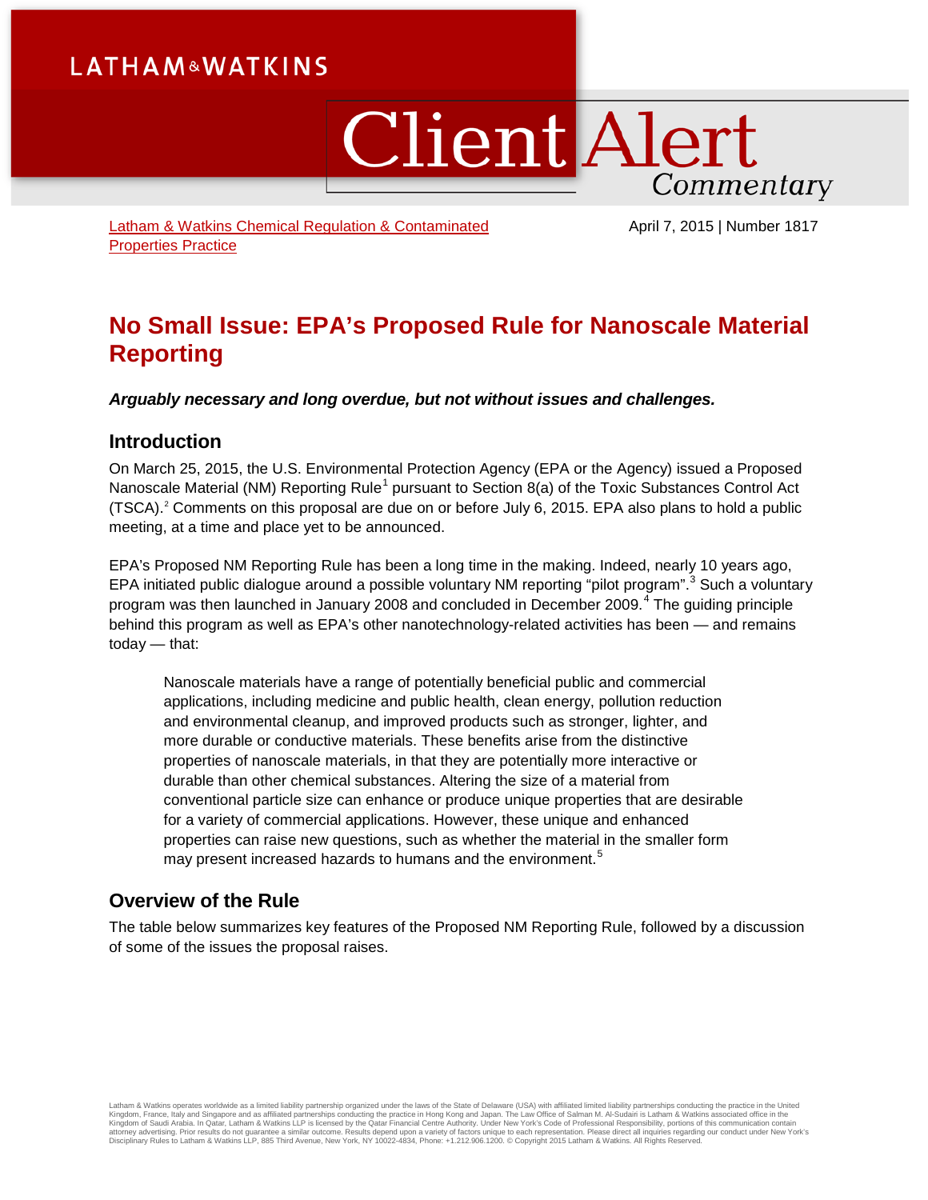LATHAM & WATKINS

# Client Alert Commentary

[Latham & Watkins Chemical Regulation & Contaminated Properties Practice]

April 7, 2015 | Number 1817

# No Small Issue: EPA's Proposed Rule for Nanoscale Material Reporting

***Arguably necessary and long overdue, but not without issues and challenges.***

## Introduction

On March 25, 2015, the U.S. Environmental Protection Agency (EPA or the Agency) issued a Proposed Nanoscale Material (NM) Reporting Rule[1] pursuant to Section 8(a) of the Toxic Substances Control Act (TSCA).[2] Comments on this proposal are due on or before July 6, 2015. EPA also plans to hold a public meeting, at a time and place yet to be announced.

EPA's Proposed NM Reporting Rule has been a long time in the making. Indeed, nearly 10 years ago, EPA initiated public dialogue around a possible voluntary NM reporting "pilot program".[3] Such a voluntary program was then launched in January 2008 and concluded in December 2009.[4] The guiding principle behind this program as well as EPA's other nanotechnology-related activities has been — and remains today — that:

> Nanoscale materials have a range of potentially beneficial public and commercial applications, including medicine and public health, clean energy, pollution reduction and environmental cleanup, and improved products such as stronger, lighter, and more durable or conductive materials. These benefits arise from the distinctive properties of nanoscale materials, in that they are potentially more interactive or durable than other chemical substances. Altering the size of a material from conventional particle size can enhance or produce unique properties that are desirable for a variety of commercial applications. However, these unique and enhanced properties can raise new questions, such as whether the material in the smaller form may present increased hazards to humans and the environment.[5]

## Overview of the Rule

The table below summarizes key features of the Proposed NM Reporting Rule, followed by a discussion of some of the issues the proposal raises.

Latham & Watkins operates worldwide as a limited liability partnership organized under the laws of the State of Delaware (USA) with affiliated limited liability partnerships conducting the practice in the United Kingdom, France, Italy and Singapore and as affiliated partnerships conducting the practice in Hong Kong and Japan. The Law Office of Salman M. Al-Sudairi is Latham & Watkins associated office in the Kingdom of Saudi Arabia. In Qatar, Latham & Watkins LLP is licensed by the Qatar Financial Centre Authority. Under New York's Code of Professional Responsibility, portions of this communication contain attorney advertising. Prior results do not guarantee a similar outcome. Results depend upon a variety of factors unique to each representation. Please direct all inquiries regarding our conduct under New York's Disciplinary Rules to Latham & Watkins LLP, 885 Third Avenue, New York, NY 10022-4834, Phone: +1.212.906.1200. © Copyright 2015 Latham & Watkins. All Rights Reserved.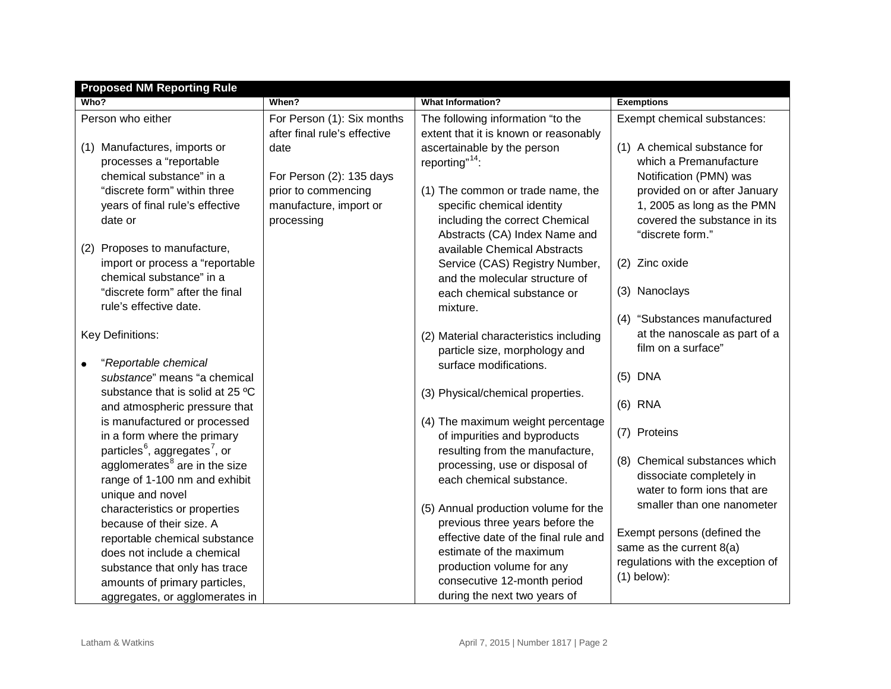| Proposed NM Reporting Rule | | | |
|---|---|---|---|
| **Who?** | **When?** | **What Information?** | **Exemptions** |
| Person who either<br><br>(1) Manufactures, imports or processes a "reportable chemical substance" in a "discrete form" within three years of final rule's effective date or<br><br>(2) Proposes to manufacture, import or process a "reportable chemical substance" in a "discrete form" after the final rule's effective date.<br><br>Key Definitions:<br><br>• "*Reportable chemical substance*" means "a chemical substance that is solid at 25 ºC and atmospheric pressure that is manufactured or processed in a form where the primary particles[6], aggregates[7], or agglomerates[8] are in the size range of 1-100 nm and exhibit unique and novel characteristics or properties because of their size. A reportable chemical substance does not include a chemical substance that only has trace amounts of primary particles, aggregates, or agglomerates in | For Person (1): Six months after final rule's effective date<br><br>For Person (2): 135 days prior to commencing manufacture, import or processing | The following information "to the extent that it is known or reasonably ascertainable by the person reporting"[14]:<br><br>(1) The common or trade name, the specific chemical identity including the correct Chemical Abstracts (CA) Index Name and available Chemical Abstracts Service (CAS) Registry Number, and the molecular structure of each chemical substance or mixture.<br><br>(2) Material characteristics including particle size, morphology and surface modifications.<br><br>(3) Physical/chemical properties.<br><br>(4) The maximum weight percentage of impurities and byproducts resulting from the manufacture, processing, use or disposal of each chemical substance.<br><br>(5) Annual production volume for the previous three years before the effective date of the final rule and estimate of the maximum production volume for any consecutive 12-month period during the next two years of | Exempt chemical substances:<br><br>(1) A chemical substance for which a Premanufacture Notification (PMN) was provided on or after January 1, 2005 as long as the PMN covered the substance in its "discrete form."<br><br>(2) Zinc oxide<br><br>(3) Nanoclays<br><br>(4) "Substances manufactured at the nanoscale as part of a film on a surface"<br><br>(5) DNA<br><br>(6) RNA<br><br>(7) Proteins<br><br>(8) Chemical substances which dissociate completely in water to form ions that are smaller than one nanometer<br><br>Exempt persons (defined the same as the current 8(a) regulations with the exception of (1) below): |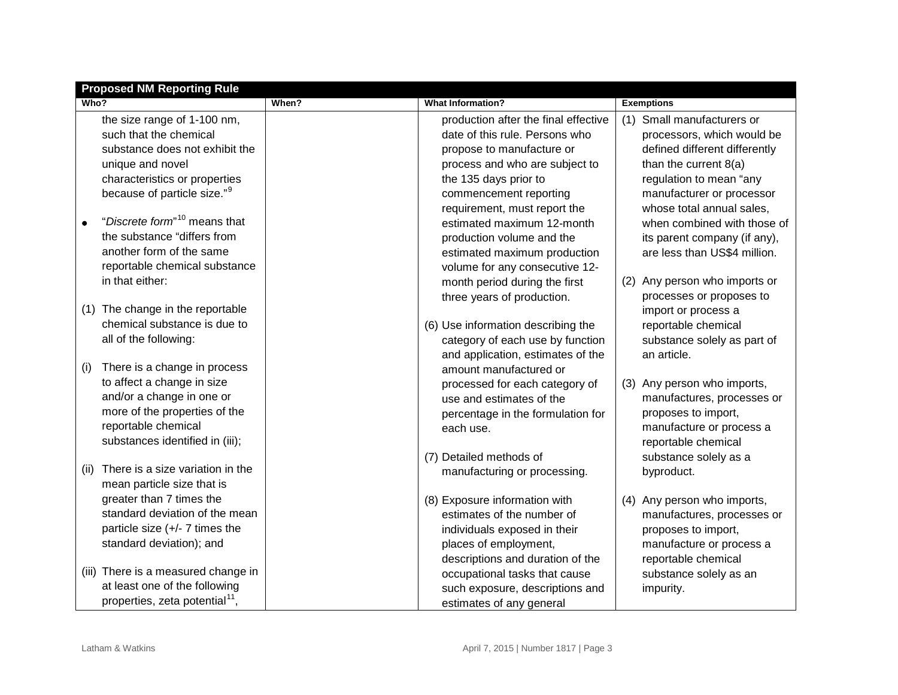| Proposed NM Reporting Rule | | | |
|---|---|---|---|
| **Who?** | **When?** | **What Information?** | **Exemptions** |
| the size range of 1-100 nm, such that the chemical substance does not exhibit the unique and novel characteristics or properties because of particle size."[9]<br><br>• "*Discrete form*"[10] means that the substance "differs from another form of the same reportable chemical substance in that either:<br><br>(1) The change in the reportable chemical substance is due to all of the following:<br><br>(i) There is a change in process to affect a change in size and/or a change in one or more of the properties of the reportable chemical substances identified in (iii);<br><br>(ii) There is a size variation in the mean particle size that is greater than 7 times the standard deviation of the mean particle size (+/- 7 times the standard deviation); and<br><br>(iii) There is a measured change in at least one of the following properties, zeta potential[11], | | production after the final effective date of this rule. Persons who propose to manufacture or process and who are subject to the 135 days prior to commencement reporting requirement, must report the estimated maximum 12-month production volume and the estimated maximum production volume for any consecutive 12-month period during the first three years of production.<br><br>(6) Use information describing the category of each use by function and application, estimates of the amount manufactured or processed for each category of use and estimates of the percentage in the formulation for each use.<br><br>(7) Detailed methods of manufacturing or processing.<br><br>(8) Exposure information with estimates of the number of individuals exposed in their places of employment, descriptions and duration of the occupational tasks that cause such exposure, descriptions and estimates of any general | (1) Small manufacturers or processors, which would be defined different differently than the current 8(a) regulation to mean "any manufacturer or processor whose total annual sales, when combined with those of its parent company (if any), are less than US$4 million.<br><br>(2) Any person who imports or processes or proposes to import or process a reportable chemical substance solely as part of an article.<br><br>(3) Any person who imports, manufactures, processes or proposes to import, manufacture or process a reportable chemical substance solely as a byproduct.<br><br>(4) Any person who imports, manufactures, processes or proposes to import, manufacture or process a reportable chemical substance solely as an impurity. |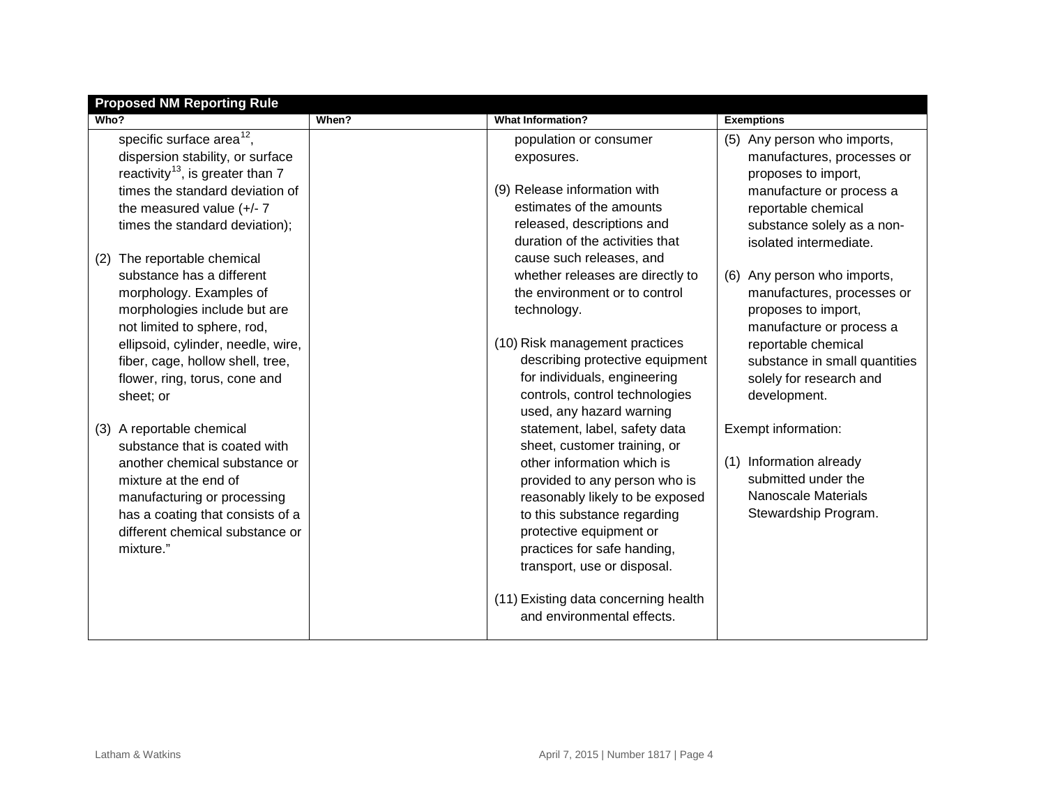| Proposed NM Reporting Rule | | | |
|---|---|---|---|
| **Who?** | **When?** | **What Information?** | **Exemptions** |
| specific surface area[12], dispersion stability, or surface reactivity[13], is greater than 7 times the standard deviation of the measured value (+/- 7 times the standard deviation);<br><br>(2) The reportable chemical substance has a different morphology. Examples of morphologies include but are not limited to sphere, rod, ellipsoid, cylinder, needle, wire, fiber, cage, hollow shell, tree, flower, ring, torus, cone and sheet; or<br><br>(3) A reportable chemical substance that is coated with another chemical substance or mixture at the end of manufacturing or processing has a coating that consists of a different chemical substance or mixture." | | population or consumer exposures.<br><br>(9) Release information with estimates of the amounts released, descriptions and duration of the activities that cause such releases, and whether releases are directly to the environment or to control technology.<br><br>(10) Risk management practices describing protective equipment for individuals, engineering controls, control technologies used, any hazard warning statement, label, safety data sheet, customer training, or other information which is provided to any person who is reasonably likely to be exposed to this substance regarding protective equipment or practices for safe handing, transport, use or disposal.<br><br>(11) Existing data concerning health and environmental effects. | (5) Any person who imports, manufactures, processes or proposes to import, manufacture or process a reportable chemical substance solely as a non-isolated intermediate.<br><br>(6) Any person who imports, manufactures, processes or proposes to import, manufacture or process a reportable chemical substance in small quantities solely for research and development.<br><br>Exempt information:<br><br>(1) Information already submitted under the Nanoscale Materials Stewardship Program. |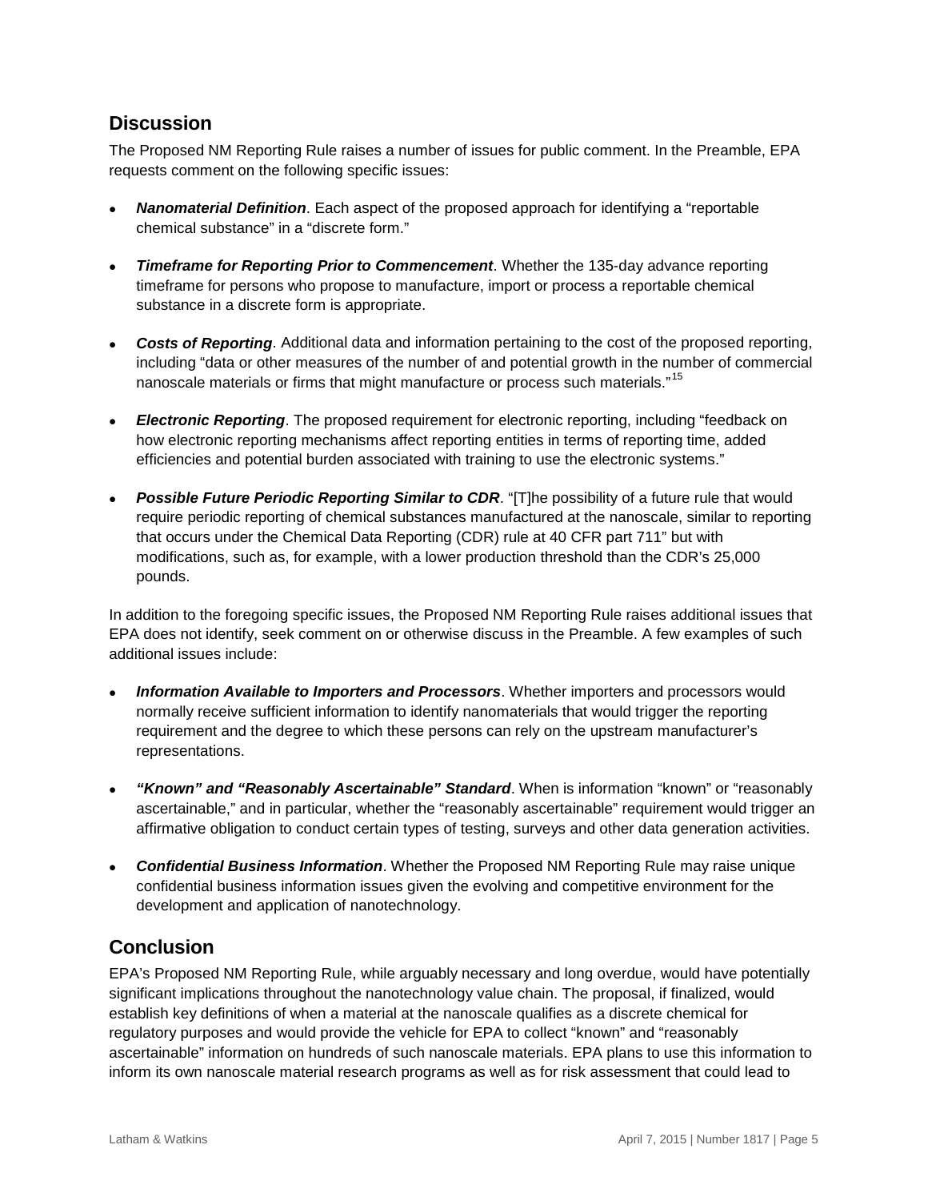## Discussion

The Proposed NM Reporting Rule raises a number of issues for public comment. In the Preamble, EPA requests comment on the following specific issues:

- ***Nanomaterial Definition***. Each aspect of the proposed approach for identifying a "reportable chemical substance" in a "discrete form."
- ***Timeframe for Reporting Prior to Commencement***. Whether the 135-day advance reporting timeframe for persons who propose to manufacture, import or process a reportable chemical substance in a discrete form is appropriate.
- ***Costs of Reporting***. Additional data and information pertaining to the cost of the proposed reporting, including "data or other measures of the number of and potential growth in the number of commercial nanoscale materials or firms that might manufacture or process such materials."[15]
- ***Electronic Reporting***. The proposed requirement for electronic reporting, including "feedback on how electronic reporting mechanisms affect reporting entities in terms of reporting time, added efficiencies and potential burden associated with training to use the electronic systems."
- ***Possible Future Periodic Reporting Similar to CDR***. "[T]he possibility of a future rule that would require periodic reporting of chemical substances manufactured at the nanoscale, similar to reporting that occurs under the Chemical Data Reporting (CDR) rule at 40 CFR part 711" but with modifications, such as, for example, with a lower production threshold than the CDR's 25,000 pounds.

In addition to the foregoing specific issues, the Proposed NM Reporting Rule raises additional issues that EPA does not identify, seek comment on or otherwise discuss in the Preamble. A few examples of such additional issues include:

- ***Information Available to Importers and Processors***. Whether importers and processors would normally receive sufficient information to identify nanomaterials that would trigger the reporting requirement and the degree to which these persons can rely on the upstream manufacturer's representations.
- ***"Known" and "Reasonably Ascertainable" Standard***. When is information "known" or "reasonably ascertainable," and in particular, whether the "reasonably ascertainable" requirement would trigger an affirmative obligation to conduct certain types of testing, surveys and other data generation activities.
- ***Confidential Business Information***. Whether the Proposed NM Reporting Rule may raise unique confidential business information issues given the evolving and competitive environment for the development and application of nanotechnology.

## Conclusion

EPA's Proposed NM Reporting Rule, while arguably necessary and long overdue, would have potentially significant implications throughout the nanotechnology value chain. The proposal, if finalized, would establish key definitions of when a material at the nanoscale qualifies as a discrete chemical for regulatory purposes and would provide the vehicle for EPA to collect "known" and "reasonably ascertainable" information on hundreds of such nanoscale materials. EPA plans to use this information to inform its own nanoscale material research programs as well as for risk assessment that could lead to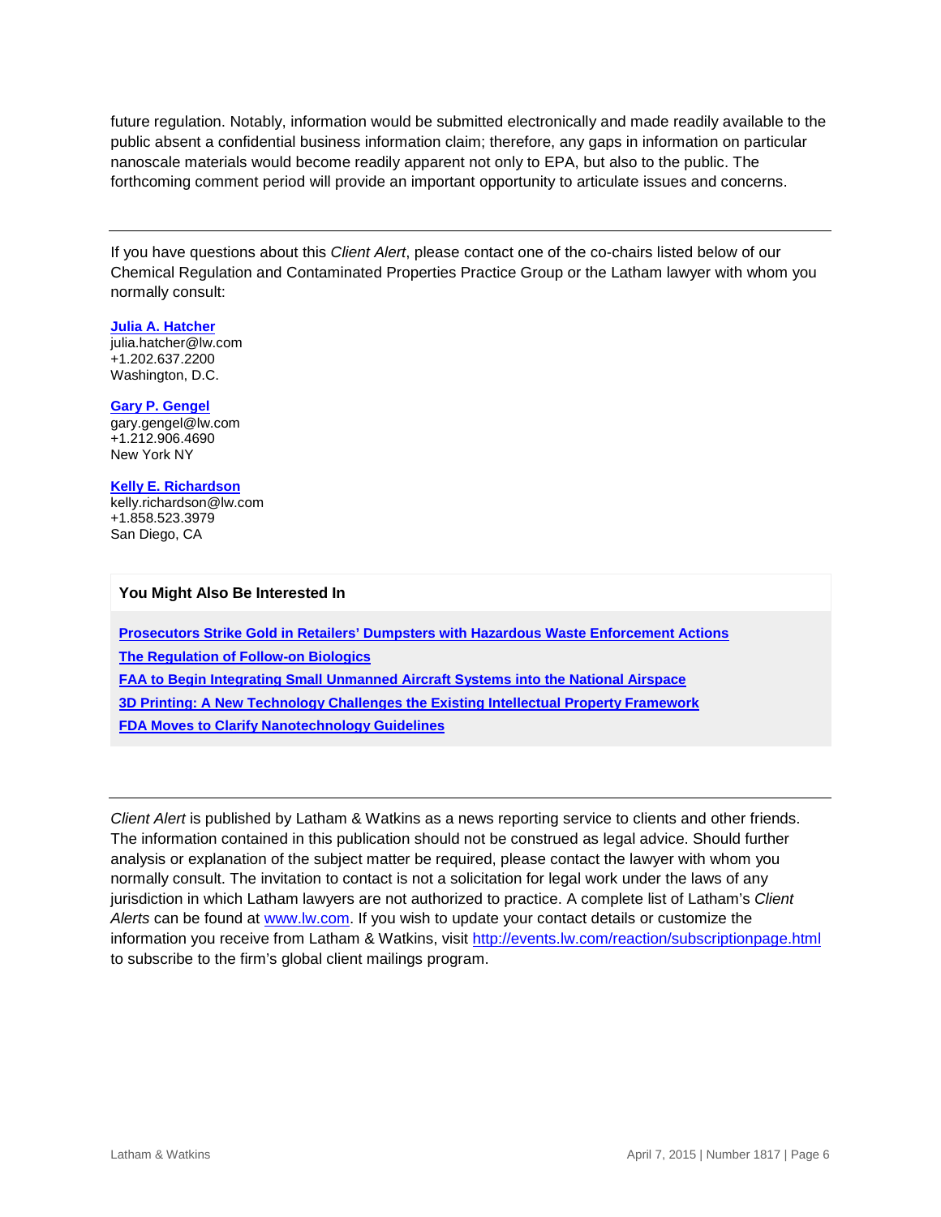future regulation. Notably, information would be submitted electronically and made readily available to the public absent a confidential business information claim; therefore, any gaps in information on particular nanoscale materials would become readily apparent not only to EPA, but also to the public. The forthcoming comment period will provide an important opportunity to articulate issues and concerns.

---

If you have questions about this *Client Alert*, please contact one of the co-chairs listed below of our Chemical Regulation and Contaminated Properties Practice Group or the Latham lawyer with whom you normally consult:

**Julia A. Hatcher**
julia.hatcher@lw.com
+1.202.637.2200
Washington, D.C.

**Gary P. Gengel**
gary.gengel@lw.com
+1.212.906.4690
New York NY

**Kelly E. Richardson**
kelly.richardson@lw.com
+1.858.523.3979
San Diego, CA

**You Might Also Be Interested In**

**Prosecutors Strike Gold in Retailers' Dumpsters with Hazardous Waste Enforcement Actions**

**The Regulation of Follow-on Biologics**

**FAA to Begin Integrating Small Unmanned Aircraft Systems into the National Airspace**

**3D Printing: A New Technology Challenges the Existing Intellectual Property Framework**

**FDA Moves to Clarify Nanotechnology Guidelines**

---

*Client Alert* is published by Latham & Watkins as a news reporting service to clients and other friends. The information contained in this publication should not be construed as legal advice. Should further analysis or explanation of the subject matter be required, please contact the lawyer with whom you normally consult. The invitation to contact is not a solicitation for legal work under the laws of any jurisdiction in which Latham lawyers are not authorized to practice. A complete list of Latham's *Client Alerts* can be found at www.lw.com. If you wish to update your contact details or customize the information you receive from Latham & Watkins, visit http://events.lw.com/reaction/subscriptionpage.html to subscribe to the firm's global client mailings program.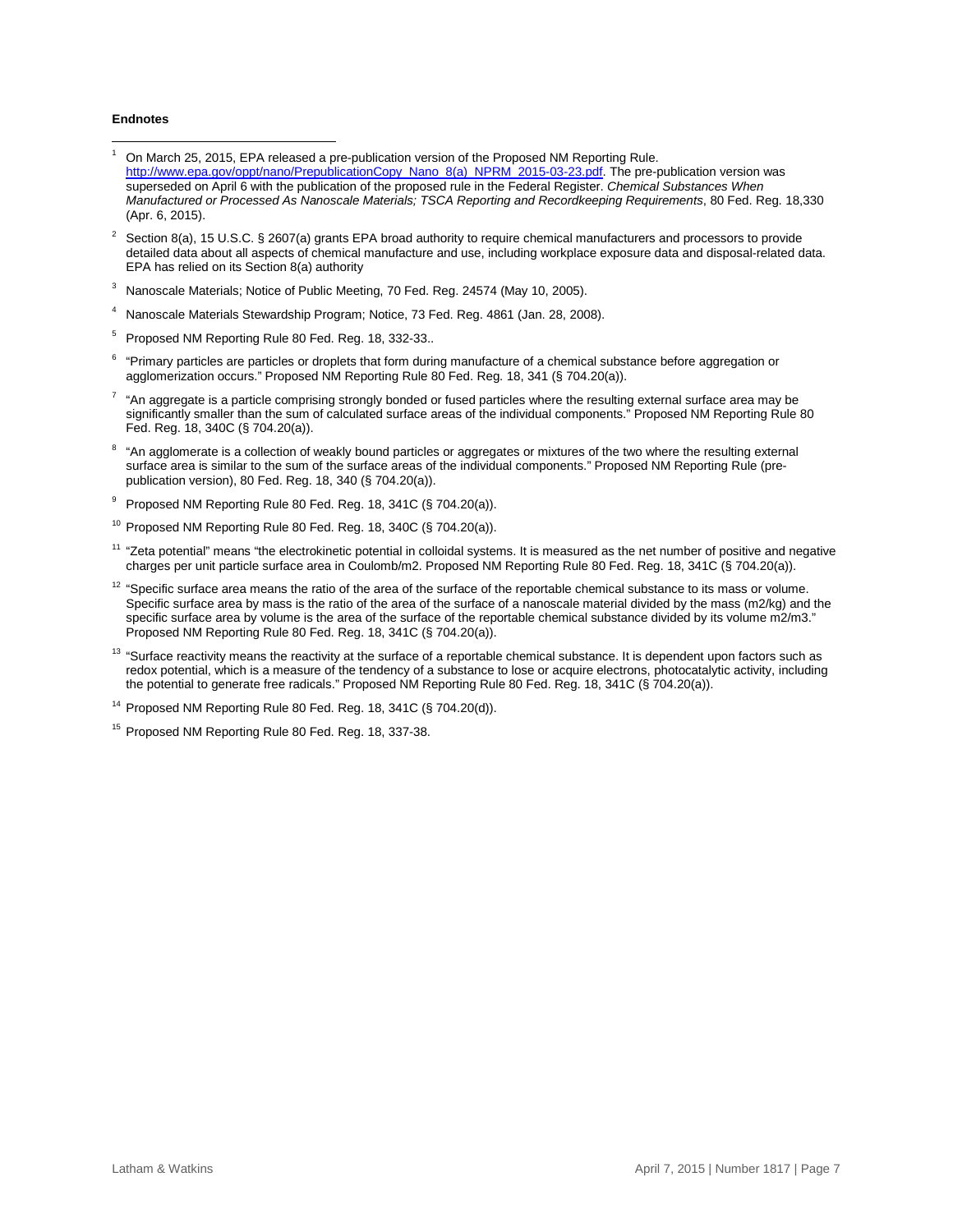**Endnotes**

1. On March 25, 2015, EPA released a pre-publication version of the Proposed NM Reporting Rule. http://www.epa.gov/oppt/nano/PrepublicationCopy_Nano_8(a)_NPRM_2015-03-23.pdf. The pre-publication version was superseded on April 6 with the publication of the proposed rule in the Federal Register. *Chemical Substances When Manufactured or Processed As Nanoscale Materials; TSCA Reporting and Recordkeeping Requirements*, 80 Fed. Reg. 18,330 (Apr. 6, 2015).

2. Section 8(a), 15 U.S.C. § 2607(a) grants EPA broad authority to require chemical manufacturers and processors to provide detailed data about all aspects of chemical manufacture and use, including workplace exposure data and disposal-related data. EPA has relied on its Section 8(a) authority

3. Nanoscale Materials; Notice of Public Meeting, 70 Fed. Reg. 24574 (May 10, 2005).

4. Nanoscale Materials Stewardship Program; Notice, 73 Fed. Reg. 4861 (Jan. 28, 2008).

5. Proposed NM Reporting Rule 80 Fed. Reg. 18, 332-33..

6. "Primary particles are particles or droplets that form during manufacture of a chemical substance before aggregation or agglomerization occurs." Proposed NM Reporting Rule 80 Fed. Reg. 18, 341 (§ 704.20(a)).

7. "An aggregate is a particle comprising strongly bonded or fused particles where the resulting external surface area may be significantly smaller than the sum of calculated surface areas of the individual components." Proposed NM Reporting Rule 80 Fed. Reg. 18, 340C (§ 704.20(a)).

8. "An agglomerate is a collection of weakly bound particles or aggregates or mixtures of the two where the resulting external surface area is similar to the sum of the surface areas of the individual components." Proposed NM Reporting Rule (pre-publication version), 80 Fed. Reg. 18, 340 (§ 704.20(a)).

9. Proposed NM Reporting Rule 80 Fed. Reg. 18, 341C (§ 704.20(a)).

10. Proposed NM Reporting Rule 80 Fed. Reg. 18, 340C (§ 704.20(a)).

11. "Zeta potential" means "the electrokinetic potential in colloidal systems. It is measured as the net number of positive and negative charges per unit particle surface area in Coulomb/m2. Proposed NM Reporting Rule 80 Fed. Reg. 18, 341C (§ 704.20(a)).

12. "Specific surface area means the ratio of the area of the surface of the reportable chemical substance to its mass or volume. Specific surface area by mass is the ratio of the area of the surface of a nanoscale material divided by the mass (m2/kg) and the specific surface area by volume is the area of the surface of the reportable chemical substance divided by its volume m2/m3." Proposed NM Reporting Rule 80 Fed. Reg. 18, 341C (§ 704.20(a)).

13. "Surface reactivity means the reactivity at the surface of a reportable chemical substance. It is dependent upon factors such as redox potential, which is a measure of the tendency of a substance to lose or acquire electrons, photocatalytic activity, including the potential to generate free radicals." Proposed NM Reporting Rule 80 Fed. Reg. 18, 341C (§ 704.20(a)).

14. Proposed NM Reporting Rule 80 Fed. Reg. 18, 341C (§ 704.20(d)).

15. Proposed NM Reporting Rule 80 Fed. Reg. 18, 337-38.